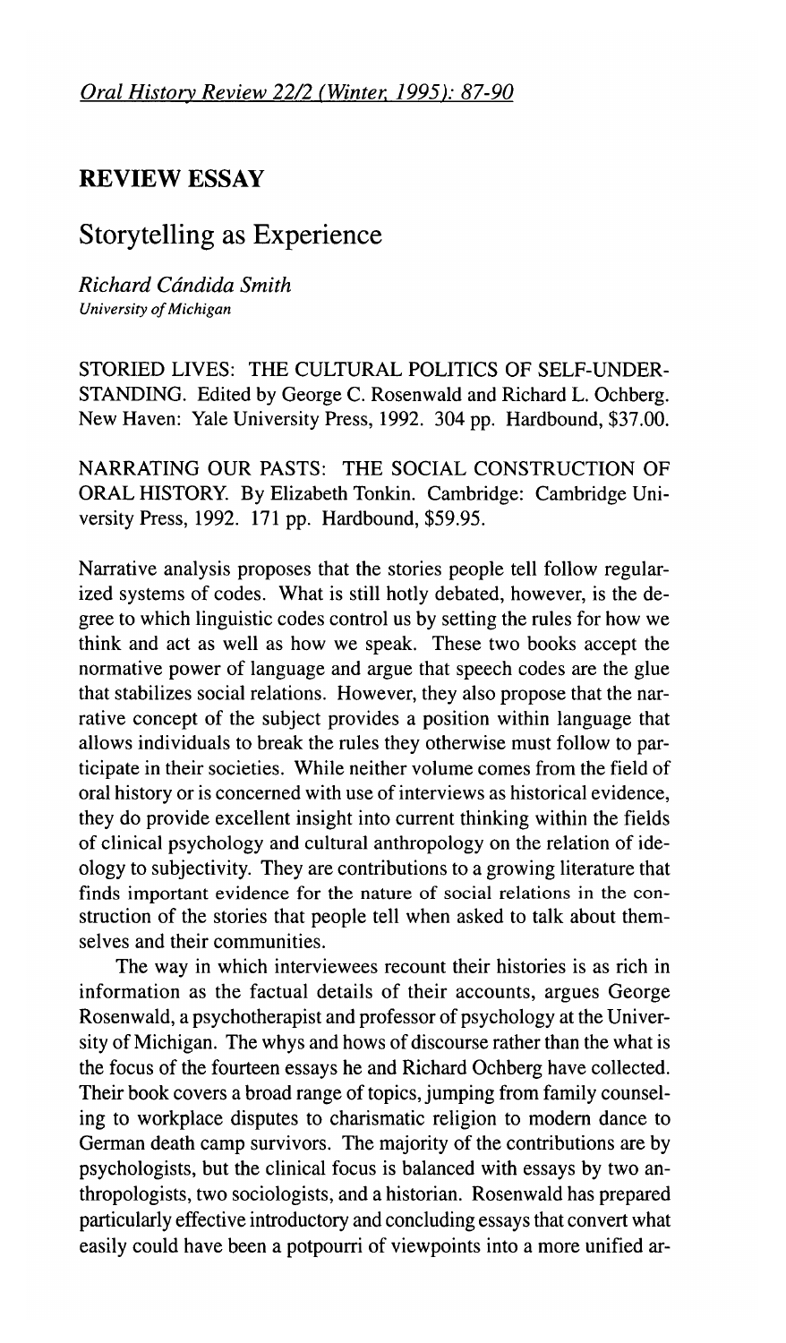## REVIEW ESSAY

# Storytelling as Experience

*Richard Cándida Smith*
*University of Michigan*

STORIED LIVES: THE CULTURAL POLITICS OF SELF-UNDERSTANDING. Edited by George C. Rosenwald and Richard L. Ochberg. New Haven: Yale University Press, 1992. 304 pp. Hardbound, $37.00.

NARRATING OUR PASTS: THE SOCIAL CONSTRUCTION OF ORAL HISTORY. By Elizabeth Tonkin. Cambridge: Cambridge University Press, 1992. 171 pp. Hardbound, $59.95.

Narrative analysis proposes that the stories people tell follow regularized systems of codes. What is still hotly debated, however, is the degree to which linguistic codes control us by setting the rules for how we think and act as well as how we speak. These two books accept the normative power of language and argue that speech codes are the glue that stabilizes social relations. However, they also propose that the narrative concept of the subject provides a position within language that allows individuals to break the rules they otherwise must follow to participate in their societies. While neither volume comes from the field of oral history or is concerned with use of interviews as historical evidence, they do provide excellent insight into current thinking within the fields of clinical psychology and cultural anthropology on the relation of ideology to subjectivity. They are contributions to a growing literature that finds important evidence for the nature of social relations in the construction of the stories that people tell when asked to talk about themselves and their communities.

The way in which interviewees recount their histories is as rich in information as the factual details of their accounts, argues George Rosenwald, a psychotherapist and professor of psychology at the University of Michigan. The whys and hows of discourse rather than the what is the focus of the fourteen essays he and Richard Ochberg have collected. Their book covers a broad range of topics, jumping from family counseling to workplace disputes to charismatic religion to modern dance to German death camp survivors. The majority of the contributions are by psychologists, but the clinical focus is balanced with essays by two anthropologists, two sociologists, and a historian. Rosenwald has prepared particularly effective introductory and concluding essays that convert what easily could have been a potpourri of viewpoints into a more unified ar-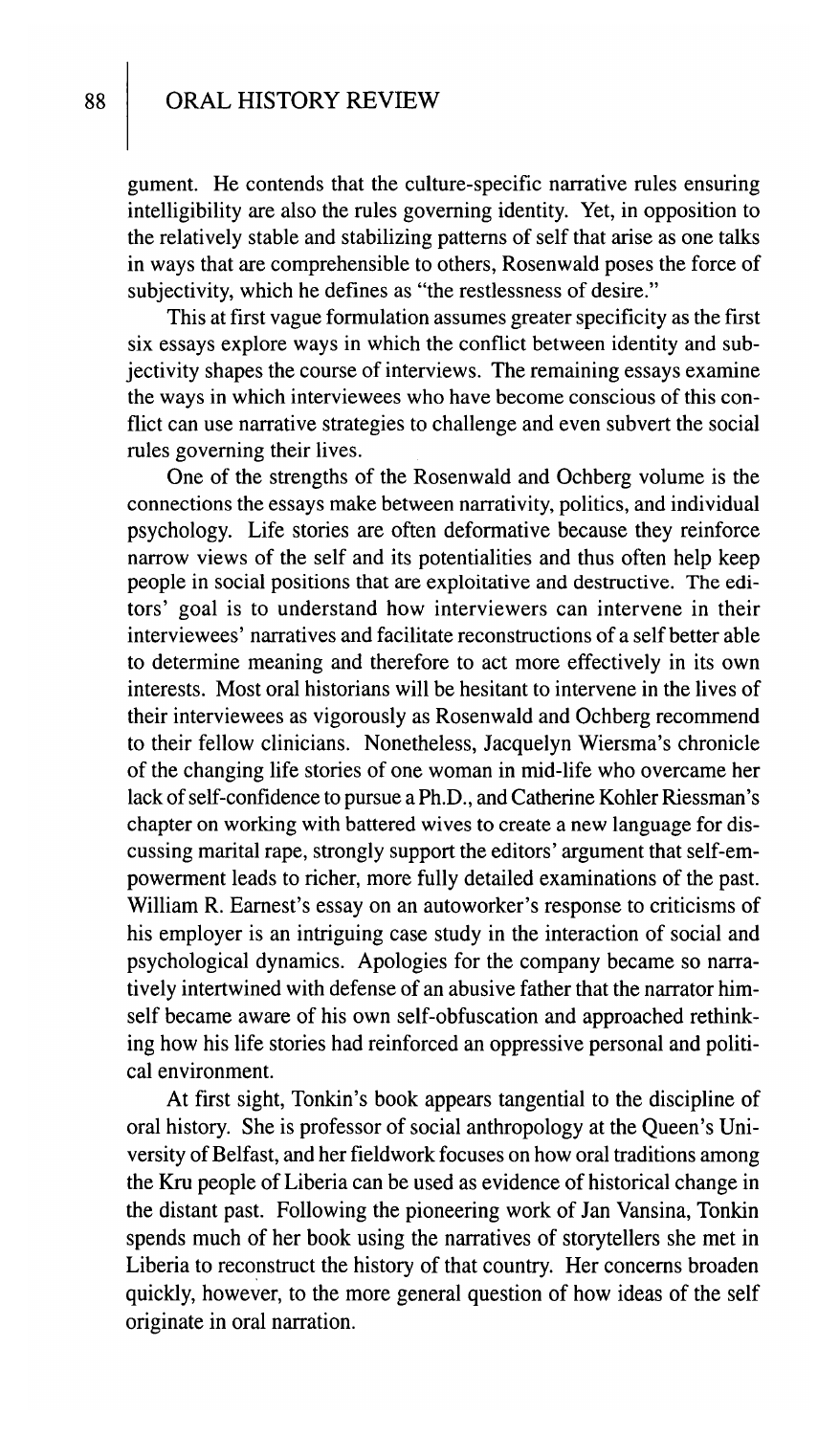gument. He contends that the culture-specific narrative rules ensuring intelligibility are also the rules governing identity. Yet, in opposition to the relatively stable and stabilizing patterns of self that arise as one talks in ways that are comprehensible to others, Rosenwald poses the force of subjectivity, which he defines as "the restlessness of desire."

This at first vague formulation assumes greater specificity as the first six essays explore ways in which the conflict between identity and subjectivity shapes the course of interviews. The remaining essays examine the ways in which interviewees who have become conscious of this conflict can use narrative strategies to challenge and even subvert the social rules governing their lives.

One of the strengths of the Rosenwald and Ochberg volume is the connections the essays make between narrativity, politics, and individual psychology. Life stories are often deformative because they reinforce narrow views of the self and its potentialities and thus often help keep people in social positions that are exploitative and destructive. The editors' goal is to understand how interviewers can intervene in their interviewees' narratives and facilitate reconstructions of a self better able to determine meaning and therefore to act more effectively in its own interests. Most oral historians will be hesitant to intervene in the lives of their interviewees as vigorously as Rosenwald and Ochberg recommend to their fellow clinicians. Nonetheless, Jacquelyn Wiersma's chronicle of the changing life stories of one woman in mid-life who overcame her lack of self-confidence to pursue a Ph.D., and Catherine Kohler Riessman's chapter on working with battered wives to create a new language for discussing marital rape, strongly support the editors' argument that self-empowerment leads to richer, more fully detailed examinations of the past. William R. Earnest's essay on an autoworker's response to criticisms of his employer is an intriguing case study in the interaction of social and psychological dynamics. Apologies for the company became so narratively intertwined with defense of an abusive father that the narrator himself became aware of his own self-obfuscation and approached rethinking how his life stories had reinforced an oppressive personal and political environment.

At first sight, Tonkin's book appears tangential to the discipline of oral history. She is professor of social anthropology at the Queen's University of Belfast, and her fieldwork focuses on how oral traditions among the Kru people of Liberia can be used as evidence of historical change in the distant past. Following the pioneering work of Jan Vansina, Tonkin spends much of her book using the narratives of storytellers she met in Liberia to reconstruct the history of that country. Her concerns broaden quickly, however, to the more general question of how ideas of the self originate in oral narration.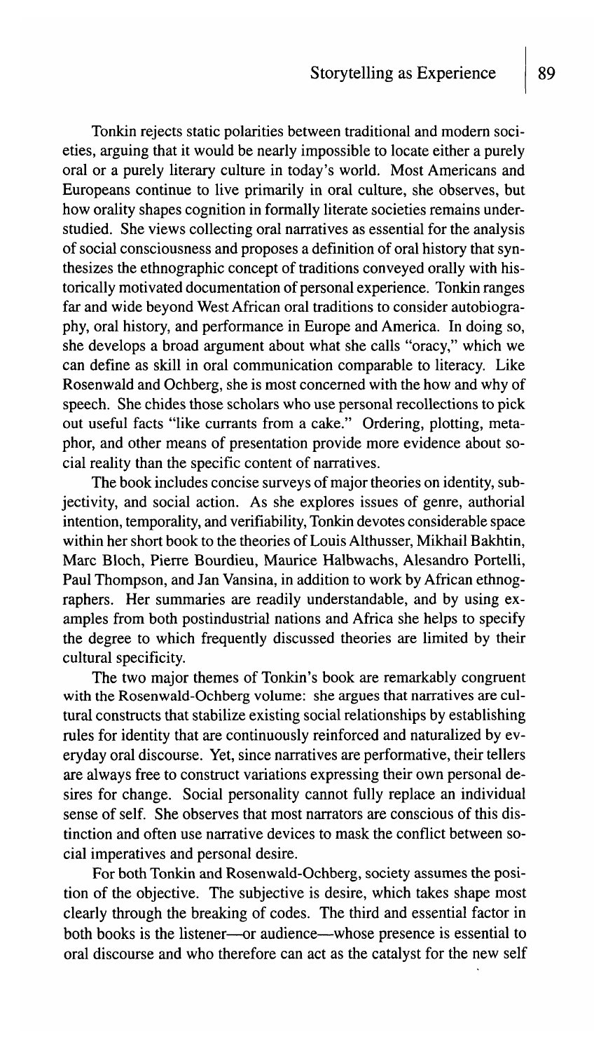Tonkin rejects static polarities between traditional and modern societies, arguing that it would be nearly impossible to locate either a purely oral or a purely literary culture in today's world. Most Americans and Europeans continue to live primarily in oral culture, she observes, but how orality shapes cognition in formally literate societies remains understudied. She views collecting oral narratives as essential for the analysis of social consciousness and proposes a definition of oral history that synthesizes the ethnographic concept of traditions conveyed orally with historically motivated documentation of personal experience. Tonkin ranges far and wide beyond West African oral traditions to consider autobiography, oral history, and performance in Europe and America. In doing so, she develops a broad argument about what she calls "oracy," which we can define as skill in oral communication comparable to literacy. Like Rosenwald and Ochberg, she is most concerned with the how and why of speech. She chides those scholars who use personal recollections to pick out useful facts "like currants from a cake." Ordering, plotting, metaphor, and other means of presentation provide more evidence about social reality than the specific content of narratives.

The book includes concise surveys of major theories on identity, subjectivity, and social action. As she explores issues of genre, authorial intention, temporality, and verifiability, Tonkin devotes considerable space within her short book to the theories of Louis Althusser, Mikhail Bakhtin, Marc Bloch, Pierre Bourdieu, Maurice Halbwachs, Alesandro Portelli, Paul Thompson, and Jan Vansina, in addition to work by African ethnographers. Her summaries are readily understandable, and by using examples from both postindustrial nations and Africa she helps to specify the degree to which frequently discussed theories are limited by their cultural specificity.

The two major themes of Tonkin's book are remarkably congruent with the Rosenwald-Ochberg volume: she argues that narratives are cultural constructs that stabilize existing social relationships by establishing rules for identity that are continuously reinforced and naturalized by everyday oral discourse. Yet, since narratives are performative, their tellers are always free to construct variations expressing their own personal desires for change. Social personality cannot fully replace an individual sense of self. She observes that most narrators are conscious of this distinction and often use narrative devices to mask the conflict between social imperatives and personal desire.

For both Tonkin and Rosenwald-Ochberg, society assumes the position of the objective. The subjective is desire, which takes shape most clearly through the breaking of codes. The third and essential factor in both books is the listener—or audience—whose presence is essential to oral discourse and who therefore can act as the catalyst for the new self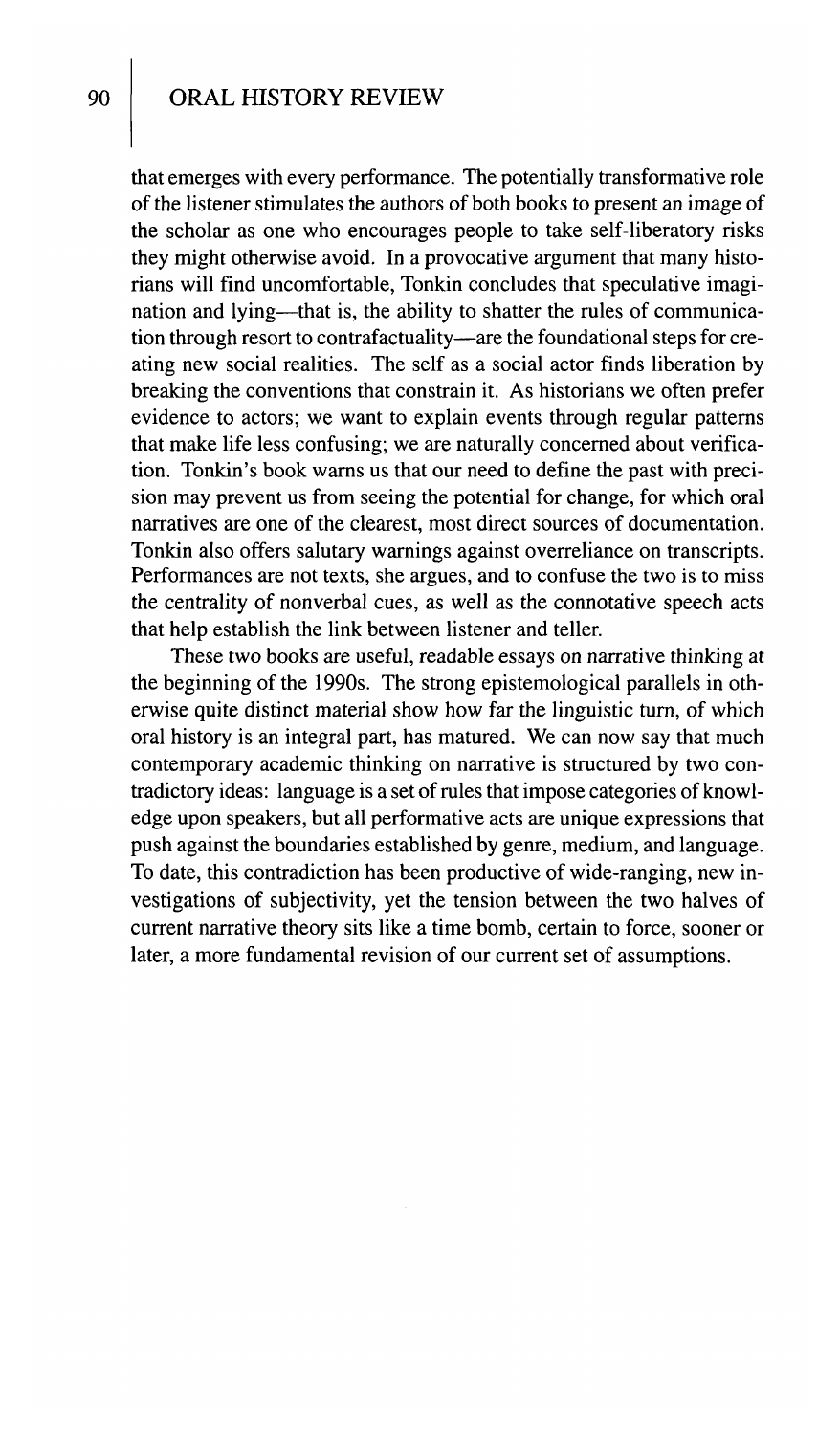that emerges with every performance. The potentially transformative role of the listener stimulates the authors of both books to present an image of the scholar as one who encourages people to take self-liberatory risks they might otherwise avoid. In a provocative argument that many historians will find uncomfortable, Tonkin concludes that speculative imagination and lying—that is, the ability to shatter the rules of communication through resort to contrafactuality—are the foundational steps for creating new social realities. The self as a social actor finds liberation by breaking the conventions that constrain it. As historians we often prefer evidence to actors; we want to explain events through regular patterns that make life less confusing; we are naturally concerned about verification. Tonkin's book warns us that our need to define the past with precision may prevent us from seeing the potential for change, for which oral narratives are one of the clearest, most direct sources of documentation. Tonkin also offers salutary warnings against overreliance on transcripts. Performances are not texts, she argues, and to confuse the two is to miss the centrality of nonverbal cues, as well as the connotative speech acts that help establish the link between listener and teller.

These two books are useful, readable essays on narrative thinking at the beginning of the 1990s. The strong epistemological parallels in otherwise quite distinct material show how far the linguistic turn, of which oral history is an integral part, has matured. We can now say that much contemporary academic thinking on narrative is structured by two contradictory ideas: language is a set of rules that impose categories of knowledge upon speakers, but all performative acts are unique expressions that push against the boundaries established by genre, medium, and language. To date, this contradiction has been productive of wide-ranging, new investigations of subjectivity, yet the tension between the two halves of current narrative theory sits like a time bomb, certain to force, sooner or later, a more fundamental revision of our current set of assumptions.